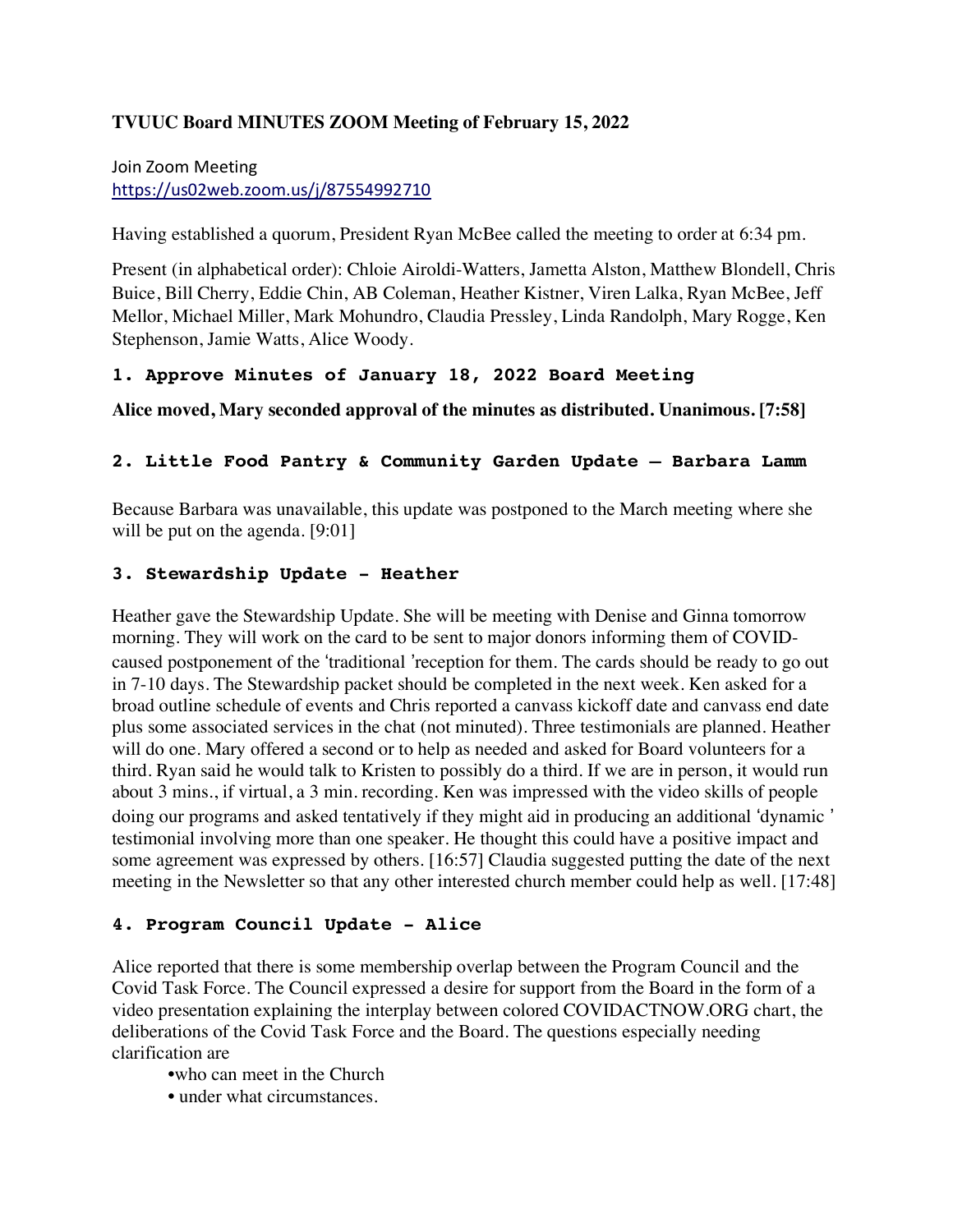## TVUUC Board MINUTES ZOOM Meeting of February 15, 2022

Join Zoom Meeting
https://us02web.zoom.us/j/87554992710

Having established a quorum, President Ryan McBee called the meeting to order at 6:34 pm.

Present (in alphabetical order): Chloie Airoldi-Watters, Jametta Alston, Matthew Blondell, Chris Buice, Bill Cherry, Eddie Chin, AB Coleman, Heather Kistner, Viren Lalka, Ryan McBee, Jeff Mellor, Michael Miller, Mark Mohundro, Claudia Pressley, Linda Randolph, Mary Rogge, Ken Stephenson, Jamie Watts, Alice Woody.

### 1. Approve Minutes of January 18, 2022 Board Meeting

**Alice moved, Mary seconded approval of the minutes as distributed. Unanimous. [7:58]**

### 2. Little Food Pantry & Community Garden Update – Barbara Lamm

Because Barbara was unavailable, this update was postponed to the March meeting where she will be put on the agenda. [9:01]

### 3. Stewardship Update - Heather

Heather gave the Stewardship Update. She will be meeting with Denise and Ginna tomorrow morning. They will work on the card to be sent to major donors informing them of COVID-caused postponement of the 'traditional 'reception for them. The cards should be ready to go out in 7-10 days. The Stewardship packet should be completed in the next week. Ken asked for a broad outline schedule of events and Chris reported a canvass kickoff date and canvass end date plus some associated services in the chat (not minuted). Three testimonials are planned. Heather will do one. Mary offered a second or to help as needed and asked for Board volunteers for a third. Ryan said he would talk to Kristen to possibly do a third. If we are in person, it would run about 3 mins., if virtual, a 3 min. recording. Ken was impressed with the video skills of people doing our programs and asked tentatively if they might aid in producing an additional 'dynamic ' testimonial involving more than one speaker. He thought this could have a positive impact and some agreement was expressed by others. [16:57] Claudia suggested putting the date of the next meeting in the Newsletter so that any other interested church member could help as well. [17:48]

### 4. Program Council Update - Alice

Alice reported that there is some membership overlap between the Program Council and the Covid Task Force. The Council expressed a desire for support from the Board in the form of a video presentation explaining the interplay between colored COVIDACTNOW.ORG chart, the deliberations of the Covid Task Force and the Board. The questions especially needing clarification are

- who can meet in the Church
- under what circumstances.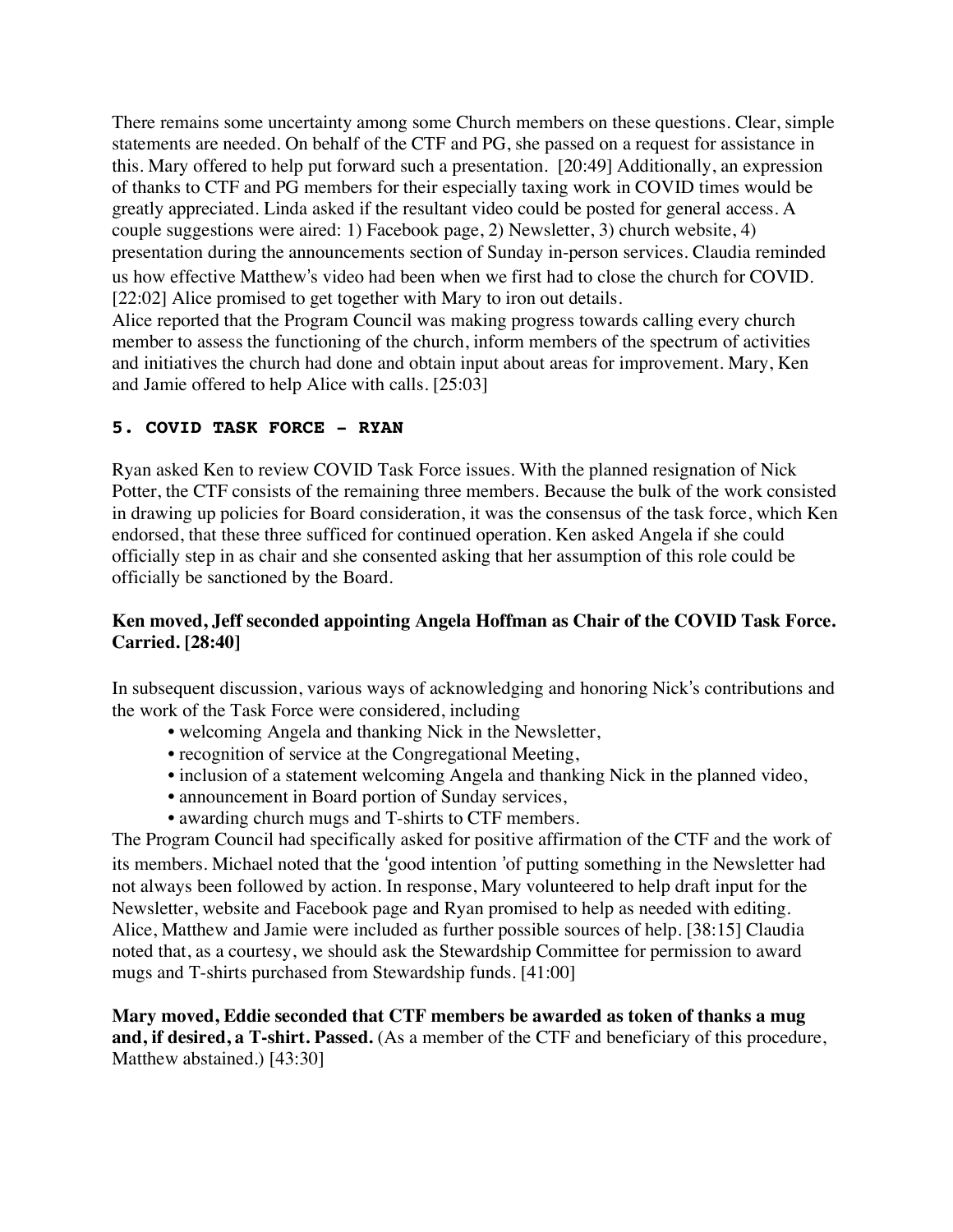There remains some uncertainty among some Church members on these questions. Clear, simple statements are needed. On behalf of the CTF and PG, she passed on a request for assistance in this. Mary offered to help put forward such a presentation. [20:49] Additionally, an expression of thanks to CTF and PG members for their especially taxing work in COVID times would be greatly appreciated. Linda asked if the resultant video could be posted for general access. A couple suggestions were aired: 1) Facebook page, 2) Newsletter, 3) church website, 4) presentation during the announcements section of Sunday in-person services. Claudia reminded us how effective Matthew's video had been when we first had to close the church for COVID. [22:02] Alice promised to get together with Mary to iron out details.
Alice reported that the Program Council was making progress towards calling every church member to assess the functioning of the church, inform members of the spectrum of activities and initiatives the church had done and obtain input about areas for improvement. Mary, Ken and Jamie offered to help Alice with calls. [25:03]

### 5. COVID TASK FORCE - RYAN

Ryan asked Ken to review COVID Task Force issues. With the planned resignation of Nick Potter, the CTF consists of the remaining three members. Because the bulk of the work consisted in drawing up policies for Board consideration, it was the consensus of the task force, which Ken endorsed, that these three sufficed for continued operation. Ken asked Angela if she could officially step in as chair and she consented asking that her assumption of this role could be officially be sanctioned by the Board.

**Ken moved, Jeff seconded appointing Angela Hoffman as Chair of the COVID Task Force. Carried. [28:40]**

In subsequent discussion, various ways of acknowledging and honoring Nick's contributions and the work of the Task Force were considered, including

- welcoming Angela and thanking Nick in the Newsletter,
- recognition of service at the Congregational Meeting,
- inclusion of a statement welcoming Angela and thanking Nick in the planned video,
- announcement in Board portion of Sunday services,
- awarding church mugs and T-shirts to CTF members.

The Program Council had specifically asked for positive affirmation of the CTF and the work of its members. Michael noted that the 'good intention 'of putting something in the Newsletter had not always been followed by action. In response, Mary volunteered to help draft input for the Newsletter, website and Facebook page and Ryan promised to help as needed with editing. Alice, Matthew and Jamie were included as further possible sources of help. [38:15] Claudia noted that, as a courtesy, we should ask the Stewardship Committee for permission to award mugs and T-shirts purchased from Stewardship funds. [41:00]

**Mary moved, Eddie seconded that CTF members be awarded as token of thanks a mug and, if desired, a T-shirt. Passed.** (As a member of the CTF and beneficiary of this procedure, Matthew abstained.) [43:30]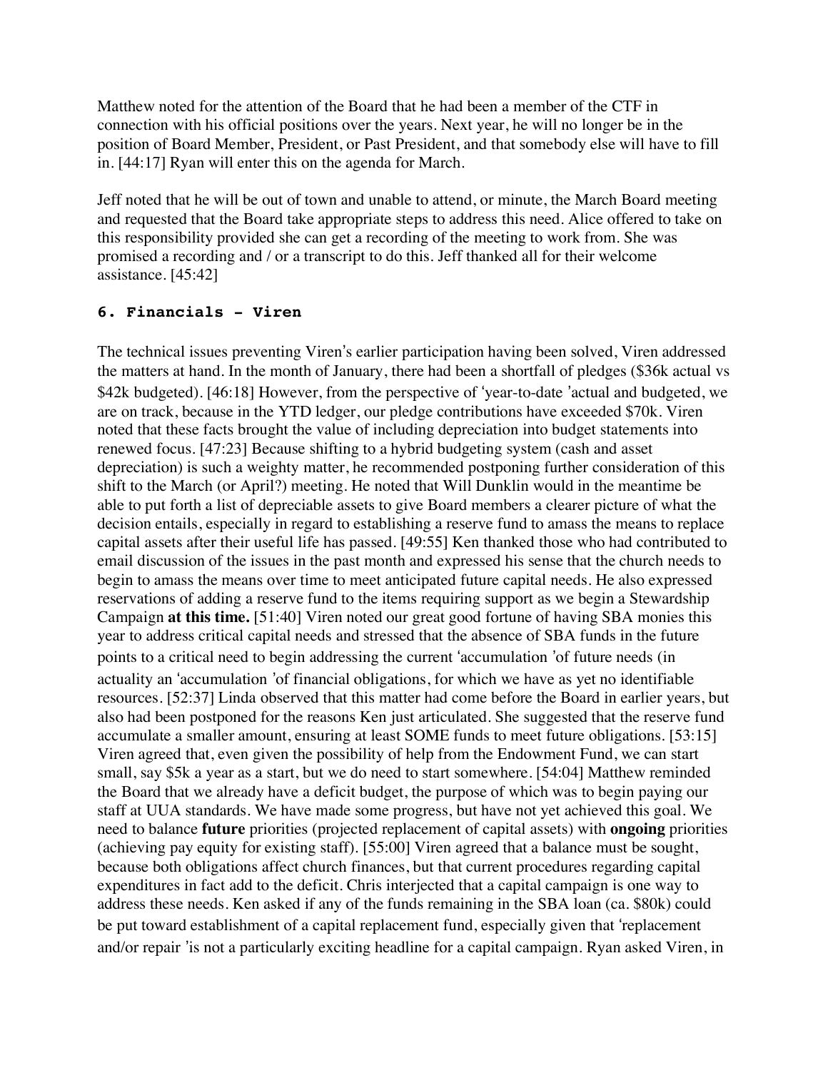Matthew noted for the attention of the Board that he had been a member of the CTF in connection with his official positions over the years. Next year, he will no longer be in the position of Board Member, President, or Past President, and that somebody else will have to fill in. [44:17] Ryan will enter this on the agenda for March.

Jeff noted that he will be out of town and unable to attend, or minute, the March Board meeting and requested that the Board take appropriate steps to address this need. Alice offered to take on this responsibility provided she can get a recording of the meeting to work from. She was promised a recording and / or a transcript to do this. Jeff thanked all for their welcome assistance. [45:42]

### 6. Financials – Viren

The technical issues preventing Viren's earlier participation having been solved, Viren addressed the matters at hand. In the month of January, there had been a shortfall of pledges ($36k actual vs $42k budgeted). [46:18] However, from the perspective of 'year-to-date 'actual and budgeted, we are on track, because in the YTD ledger, our pledge contributions have exceeded $70k. Viren noted that these facts brought the value of including depreciation into budget statements into renewed focus. [47:23] Because shifting to a hybrid budgeting system (cash and asset depreciation) is such a weighty matter, he recommended postponing further consideration of this shift to the March (or April?) meeting. He noted that Will Dunklin would in the meantime be able to put forth a list of depreciable assets to give Board members a clearer picture of what the decision entails, especially in regard to establishing a reserve fund to amass the means to replace capital assets after their useful life has passed. [49:55] Ken thanked those who had contributed to email discussion of the issues in the past month and expressed his sense that the church needs to begin to amass the means over time to meet anticipated future capital needs. He also expressed reservations of adding a reserve fund to the items requiring support as we begin a Stewardship Campaign **at this time.** [51:40] Viren noted our great good fortune of having SBA monies this year to address critical capital needs and stressed that the absence of SBA funds in the future points to a critical need to begin addressing the current 'accumulation 'of future needs (in actuality an 'accumulation 'of financial obligations, for which we have as yet no identifiable resources. [52:37] Linda observed that this matter had come before the Board in earlier years, but also had been postponed for the reasons Ken just articulated. She suggested that the reserve fund accumulate a smaller amount, ensuring at least SOME funds to meet future obligations. [53:15] Viren agreed that, even given the possibility of help from the Endowment Fund, we can start small, say $5k a year as a start, but we do need to start somewhere. [54:04] Matthew reminded the Board that we already have a deficit budget, the purpose of which was to begin paying our staff at UUA standards. We have made some progress, but have not yet achieved this goal. We need to balance **future** priorities (projected replacement of capital assets) with **ongoing** priorities (achieving pay equity for existing staff). [55:00] Viren agreed that a balance must be sought, because both obligations affect church finances, but that current procedures regarding capital expenditures in fact add to the deficit. Chris interjected that a capital campaign is one way to address these needs. Ken asked if any of the funds remaining in the SBA loan (ca. $80k) could be put toward establishment of a capital replacement fund, especially given that 'replacement and/or repair 'is not a particularly exciting headline for a capital campaign. Ryan asked Viren, in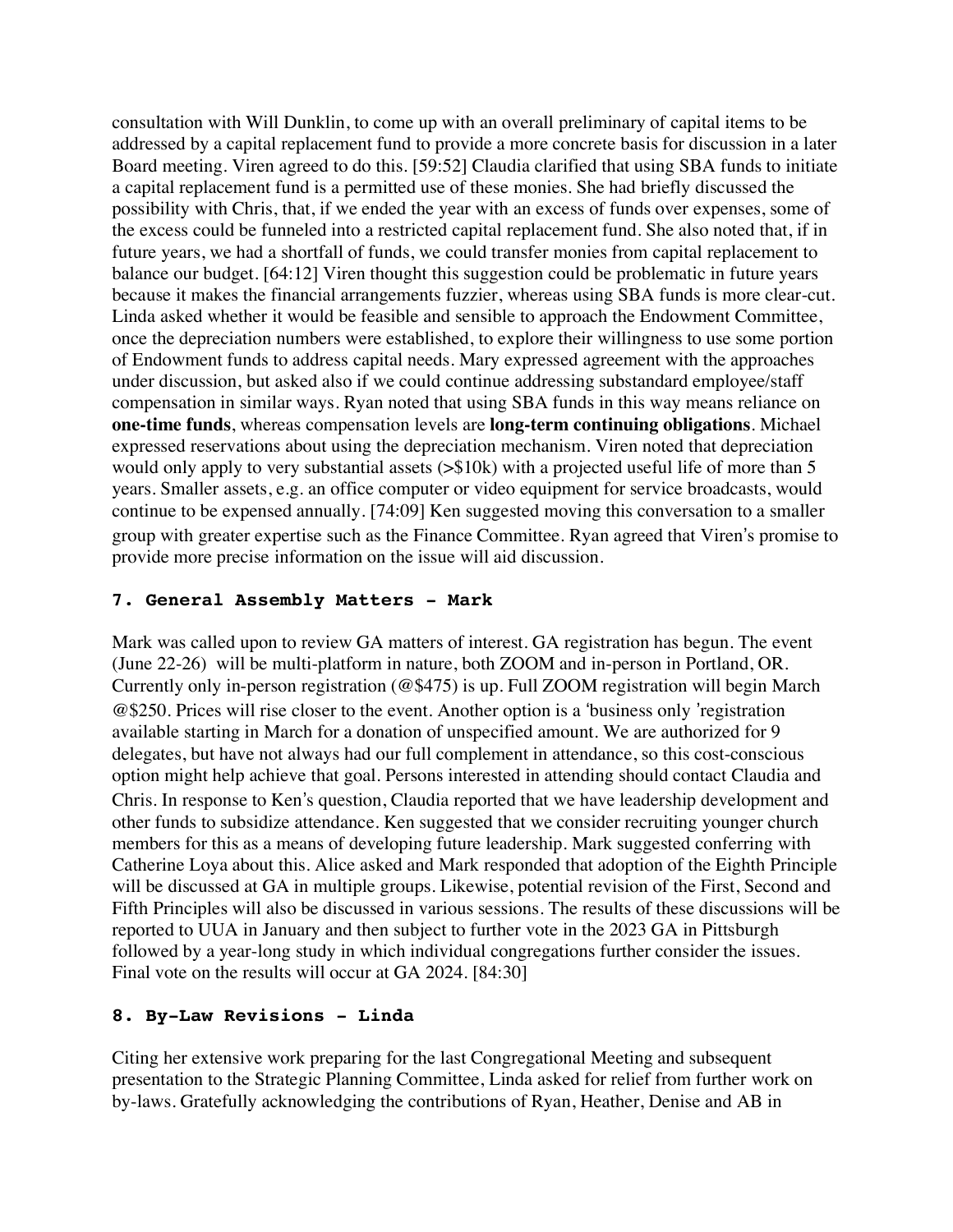consultation with Will Dunklin, to come up with an overall preliminary of capital items to be addressed by a capital replacement fund to provide a more concrete basis for discussion in a later Board meeting. Viren agreed to do this. [59:52] Claudia clarified that using SBA funds to initiate a capital replacement fund is a permitted use of these monies. She had briefly discussed the possibility with Chris, that, if we ended the year with an excess of funds over expenses, some of the excess could be funneled into a restricted capital replacement fund. She also noted that, if in future years, we had a shortfall of funds, we could transfer monies from capital replacement to balance our budget. [64:12] Viren thought this suggestion could be problematic in future years because it makes the financial arrangements fuzzier, whereas using SBA funds is more clear-cut. Linda asked whether it would be feasible and sensible to approach the Endowment Committee, once the depreciation numbers were established, to explore their willingness to use some portion of Endowment funds to address capital needs. Mary expressed agreement with the approaches under discussion, but asked also if we could continue addressing substandard employee/staff compensation in similar ways. Ryan noted that using SBA funds in this way means reliance on **one-time funds**, whereas compensation levels are **long-term continuing obligations**. Michael expressed reservations about using the depreciation mechanism. Viren noted that depreciation would only apply to very substantial assets (>$10k) with a projected useful life of more than 5 years. Smaller assets, e.g. an office computer or video equipment for service broadcasts, would continue to be expensed annually. [74:09] Ken suggested moving this conversation to a smaller group with greater expertise such as the Finance Committee. Ryan agreed that Viren's promise to provide more precise information on the issue will aid discussion.

### 7. General Assembly Matters - Mark

Mark was called upon to review GA matters of interest. GA registration has begun. The event (June 22-26) will be multi-platform in nature, both ZOOM and in-person in Portland, OR. Currently only in-person registration (@$475) is up. Full ZOOM registration will begin March @$250. Prices will rise closer to the event. Another option is a 'business only 'registration available starting in March for a donation of unspecified amount. We are authorized for 9 delegates, but have not always had our full complement in attendance, so this cost-conscious option might help achieve that goal. Persons interested in attending should contact Claudia and Chris. In response to Ken's question, Claudia reported that we have leadership development and other funds to subsidize attendance. Ken suggested that we consider recruiting younger church members for this as a means of developing future leadership. Mark suggested conferring with Catherine Loya about this. Alice asked and Mark responded that adoption of the Eighth Principle will be discussed at GA in multiple groups. Likewise, potential revision of the First, Second and Fifth Principles will also be discussed in various sessions. The results of these discussions will be reported to UUA in January and then subject to further vote in the 2023 GA in Pittsburgh followed by a year-long study in which individual congregations further consider the issues. Final vote on the results will occur at GA 2024. [84:30]

### 8. By-Law Revisions - Linda

Citing her extensive work preparing for the last Congregational Meeting and subsequent presentation to the Strategic Planning Committee, Linda asked for relief from further work on by-laws. Gratefully acknowledging the contributions of Ryan, Heather, Denise and AB in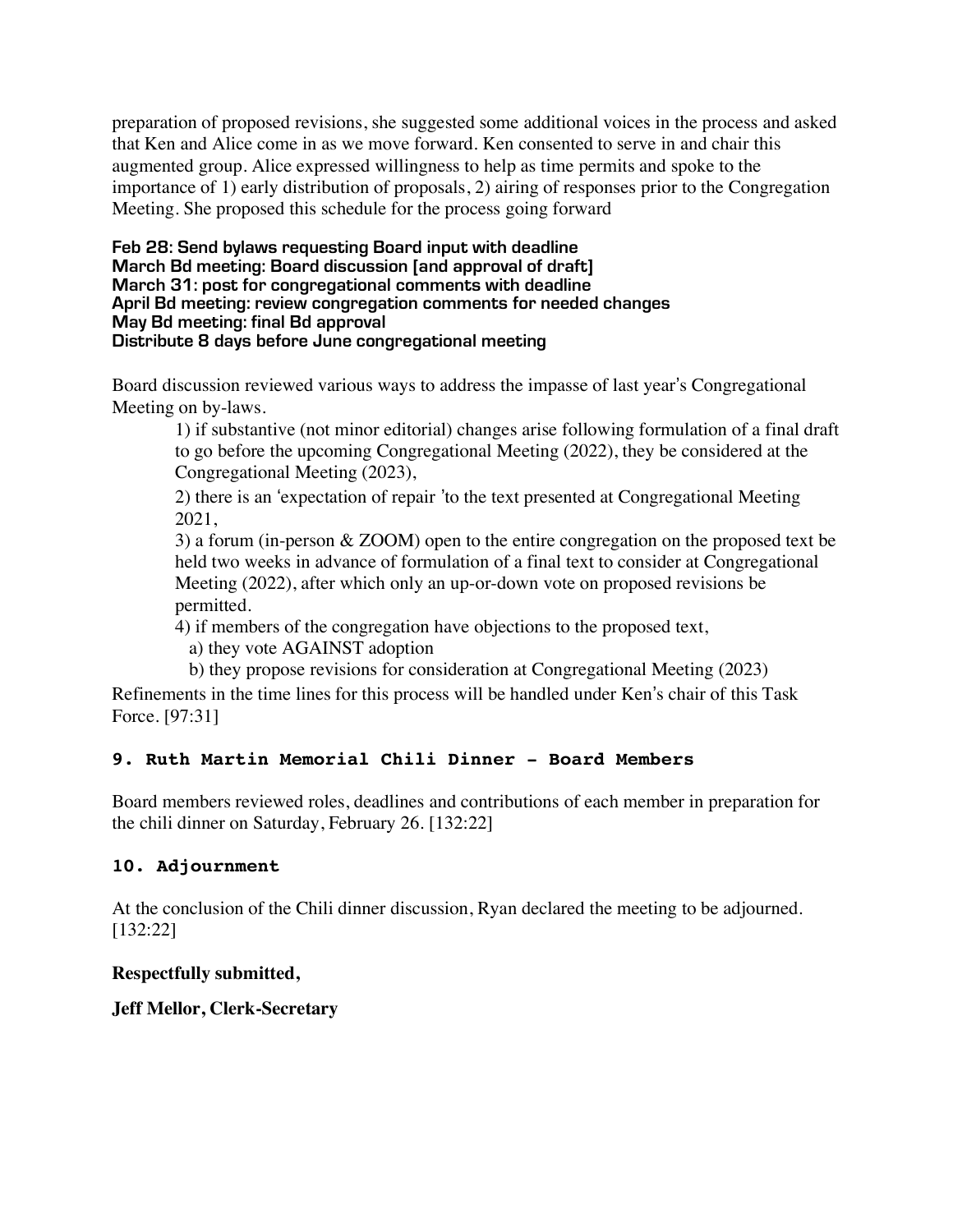preparation of proposed revisions, she suggested some additional voices in the process and asked that Ken and Alice come in as we move forward. Ken consented to serve in and chair this augmented group. Alice expressed willingness to help as time permits and spoke to the importance of 1) early distribution of proposals, 2) airing of responses prior to the Congregation Meeting. She proposed this schedule for the process going forward

**Feb 28: Send bylaws requesting Board input with deadline**
**March Bd meeting: Board discussion [and approval of draft]**
**March 31: post for congregational comments with deadline**
**April Bd meeting: review congregation comments for needed changes**
**May Bd meeting: final Bd approval**
**Distribute 8 days before June congregational meeting**

Board discussion reviewed various ways to address the impasse of last year's Congregational Meeting on by-laws.

1) if substantive (not minor editorial) changes arise following formulation of a final draft to go before the upcoming Congregational Meeting (2022), they be considered at the Congregational Meeting (2023),

2) there is an 'expectation of repair 'to the text presented at Congregational Meeting 2021,

3) a forum (in-person & ZOOM) open to the entire congregation on the proposed text be held two weeks in advance of formulation of a final text to consider at Congregational Meeting (2022), after which only an up-or-down vote on proposed revisions be permitted.

4) if members of the congregation have objections to the proposed text,
  a) they vote AGAINST adoption
  b) they propose revisions for consideration at Congregational Meeting (2023)

Refinements in the time lines for this process will be handled under Ken's chair of this Task Force. [97:31]

### 9. Ruth Martin Memorial Chili Dinner – Board Members

Board members reviewed roles, deadlines and contributions of each member in preparation for the chili dinner on Saturday, February 26. [132:22]

### 10. Adjournment

At the conclusion of the Chili dinner discussion, Ryan declared the meeting to be adjourned. [132:22]

**Respectfully submitted,**

**Jeff Mellor, Clerk-Secretary**